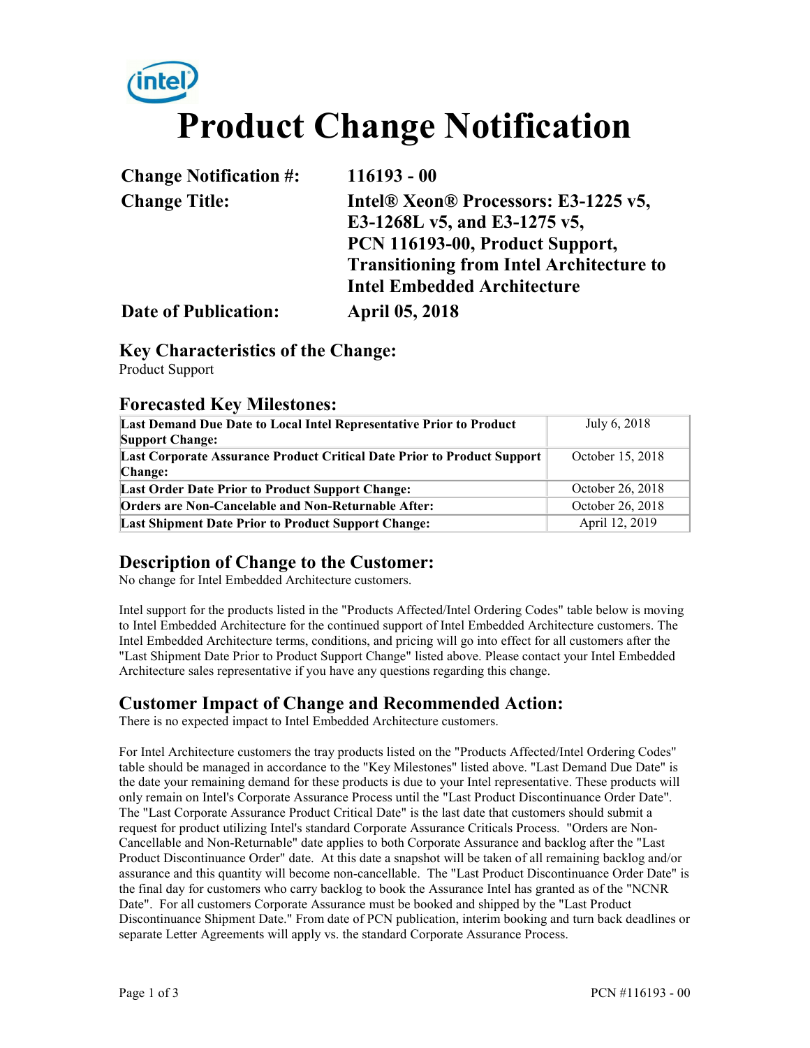# Product Change Notification

| | |
|---|---|
| **Change Notification #:** | **116193 - 00** |
| **Change Title:** | **Intel® Xeon® Processors: E3-1225 v5, E3-1268L v5, and E3-1275 v5, PCN 116193-00, Product Support, Transitioning from Intel Architecture to Intel Embedded Architecture** |
| **Date of Publication:** | **April 05, 2018** |

## Key Characteristics of the Change:

Product Support

## Forecasted Key Milestones:

| | |
|---|---|
| **Last Demand Due Date to Local Intel Representative Prior to Product Support Change:** | July 6, 2018 |
| **Last Corporate Assurance Product Critical Date Prior to Product Support Change:** | October 15, 2018 |
| **Last Order Date Prior to Product Support Change:** | October 26, 2018 |
| **Orders are Non-Cancelable and Non-Returnable After:** | October 26, 2018 |
| **Last Shipment Date Prior to Product Support Change:** | April 12, 2019 |

## Description of Change to the Customer:

No change for Intel Embedded Architecture customers.

Intel support for the products listed in the "Products Affected/Intel Ordering Codes" table below is moving to Intel Embedded Architecture for the continued support of Intel Embedded Architecture customers. The Intel Embedded Architecture terms, conditions, and pricing will go into effect for all customers after the "Last Shipment Date Prior to Product Support Change" listed above. Please contact your Intel Embedded Architecture sales representative if you have any questions regarding this change.

## Customer Impact of Change and Recommended Action:

There is no expected impact to Intel Embedded Architecture customers.

For Intel Architecture customers the tray products listed on the "Products Affected/Intel Ordering Codes" table should be managed in accordance to the "Key Milestones" listed above. "Last Demand Due Date" is the date your remaining demand for these products is due to your Intel representative. These products will only remain on Intel's Corporate Assurance Process until the "Last Product Discontinuance Order Date". The "Last Corporate Assurance Product Critical Date" is the last date that customers should submit a request for product utilizing Intel's standard Corporate Assurance Criticals Process. "Orders are Non-Cancellable and Non-Returnable" date applies to both Corporate Assurance and backlog after the "Last Product Discontinuance Order" date. At this date a snapshot will be taken of all remaining backlog and/or assurance and this quantity will become non-cancellable. The "Last Product Discontinuance Order Date" is the final day for customers who carry backlog to book the Assurance Intel has granted as of the "NCNR Date". For all customers Corporate Assurance must be booked and shipped by the "Last Product Discontinuance Shipment Date." From date of PCN publication, interim booking and turn back deadlines or separate Letter Agreements will apply vs. the standard Corporate Assurance Process.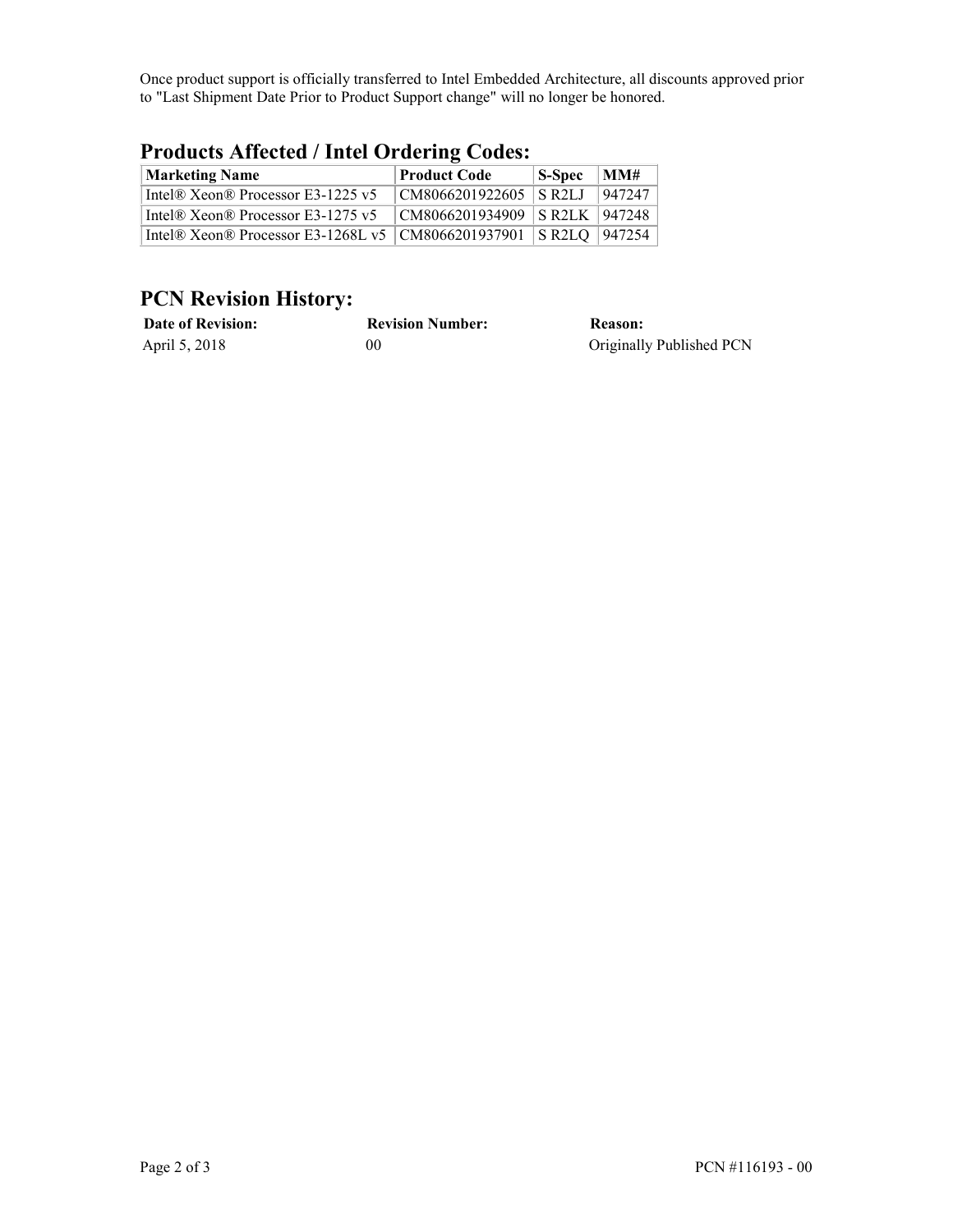Once product support is officially transferred to Intel Embedded Architecture, all discounts approved prior to "Last Shipment Date Prior to Product Support change" will no longer be honored.

## Products Affected / Intel Ordering Codes:

| Marketing Name | Product Code | S-Spec | MM# |
|---|---|---|---|
| Intel® Xeon® Processor E3-1225 v5 | CM8066201922605 | S R2LJ | 947247 |
| Intel® Xeon® Processor E3-1275 v5 | CM8066201934909 | S R2LK | 947248 |
| Intel® Xeon® Processor E3-1268L v5 | CM8066201937901 | S R2LQ | 947254 |

## PCN Revision History:

| Date of Revision: | Revision Number: | Reason: |
|---|---|---|
| April 5, 2018 | 00 | Originally Published PCN |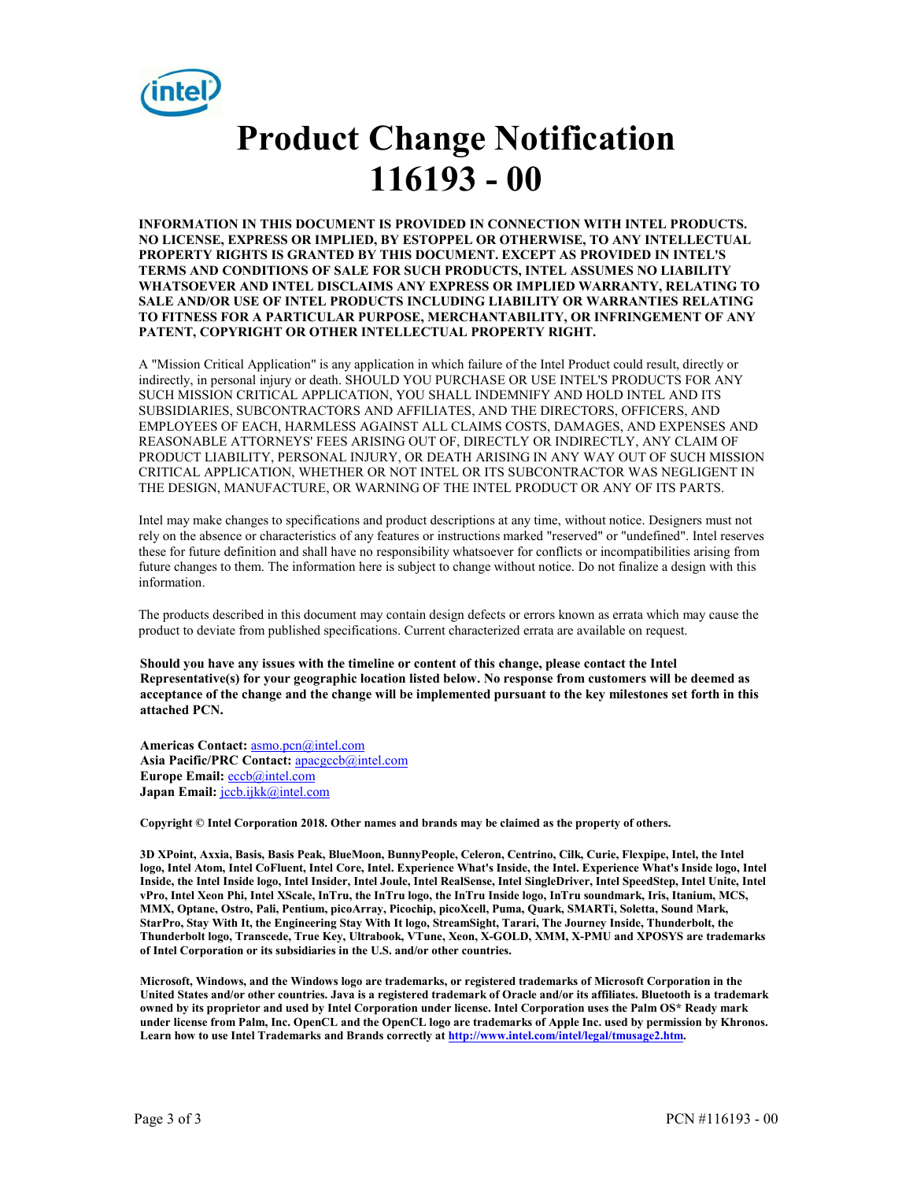# Product Change Notification
# 116193 - 00

**INFORMATION IN THIS DOCUMENT IS PROVIDED IN CONNECTION WITH INTEL PRODUCTS. NO LICENSE, EXPRESS OR IMPLIED, BY ESTOPPEL OR OTHERWISE, TO ANY INTELLECTUAL PROPERTY RIGHTS IS GRANTED BY THIS DOCUMENT. EXCEPT AS PROVIDED IN INTEL'S TERMS AND CONDITIONS OF SALE FOR SUCH PRODUCTS, INTEL ASSUMES NO LIABILITY WHATSOEVER AND INTEL DISCLAIMS ANY EXPRESS OR IMPLIED WARRANTY, RELATING TO SALE AND/OR USE OF INTEL PRODUCTS INCLUDING LIABILITY OR WARRANTIES RELATING TO FITNESS FOR A PARTICULAR PURPOSE, MERCHANTABILITY, OR INFRINGEMENT OF ANY PATENT, COPYRIGHT OR OTHER INTELLECTUAL PROPERTY RIGHT.**

A "Mission Critical Application" is any application in which failure of the Intel Product could result, directly or indirectly, in personal injury or death. SHOULD YOU PURCHASE OR USE INTEL'S PRODUCTS FOR ANY SUCH MISSION CRITICAL APPLICATION, YOU SHALL INDEMNIFY AND HOLD INTEL AND ITS SUBSIDIARIES, SUBCONTRACTORS AND AFFILIATES, AND THE DIRECTORS, OFFICERS, AND EMPLOYEES OF EACH, HARMLESS AGAINST ALL CLAIMS COSTS, DAMAGES, AND EXPENSES AND REASONABLE ATTORNEYS' FEES ARISING OUT OF, DIRECTLY OR INDIRECTLY, ANY CLAIM OF PRODUCT LIABILITY, PERSONAL INJURY, OR DEATH ARISING IN ANY WAY OUT OF SUCH MISSION CRITICAL APPLICATION, WHETHER OR NOT INTEL OR ITS SUBCONTRACTOR WAS NEGLIGENT IN THE DESIGN, MANUFACTURE, OR WARNING OF THE INTEL PRODUCT OR ANY OF ITS PARTS.

Intel may make changes to specifications and product descriptions at any time, without notice. Designers must not rely on the absence or characteristics of any features or instructions marked "reserved" or "undefined". Intel reserves these for future definition and shall have no responsibility whatsoever for conflicts or incompatibilities arising from future changes to them. The information here is subject to change without notice. Do not finalize a design with this information.

The products described in this document may contain design defects or errors known as errata which may cause the product to deviate from published specifications. Current characterized errata are available on request.

**Should you have any issues with the timeline or content of this change, please contact the Intel Representative(s) for your geographic location listed below. No response from customers will be deemed as acceptance of the change and the change will be implemented pursuant to the key milestones set forth in this attached PCN.**

**Americas Contact:** asmo.pcn@intel.com
**Asia Pacific/PRC Contact:** apacgccb@intel.com
**Europe Email:** eccb@intel.com
**Japan Email:** jccb.ijkk@intel.com

**Copyright © Intel Corporation 2018. Other names and brands may be claimed as the property of others.**

**3D XPoint, Axxia, Basis, Basis Peak, BlueMoon, BunnyPeople, Celeron, Centrino, Cilk, Curie, Flexpipe, Intel, the Intel logo, Intel Atom, Intel CoFluent, Intel Core, Intel. Experience What's Inside, the Intel. Experience What's Inside logo, Intel Inside, the Intel Inside logo, Intel Insider, Intel Joule, Intel RealSense, Intel SingleDriver, Intel SpeedStep, Intel Unite, Intel vPro, Intel Xeon Phi, Intel XScale, InTru, the InTru logo, the InTru Inside logo, InTru soundmark, Iris, Itanium, MCS, MMX, Optane, Ostro, Pali, Pentium, picoArray, Picochip, picoXcell, Puma, Quark, SMARTi, Soletta, Sound Mark, StarPro, Stay With It, the Engineering Stay With It logo, StreamSight, Tarari, The Journey Inside, Thunderbolt, the Thunderbolt logo, Transcede, True Key, Ultrabook, VTune, Xeon, X-GOLD, XMM, X-PMU and XPOSYS are trademarks of Intel Corporation or its subsidiaries in the U.S. and/or other countries.**

**Microsoft, Windows, and the Windows logo are trademarks, or registered trademarks of Microsoft Corporation in the United States and/or other countries. Java is a registered trademark of Oracle and/or its affiliates. Bluetooth is a trademark owned by its proprietor and used by Intel Corporation under license. Intel Corporation uses the Palm OS* Ready mark under license from Palm, Inc. OpenCL and the OpenCL logo are trademarks of Apple Inc. used by permission by Khronos. Learn how to use Intel Trademarks and Brands correctly at http://www.intel.com/intel/legal/tmusage2.htm.**